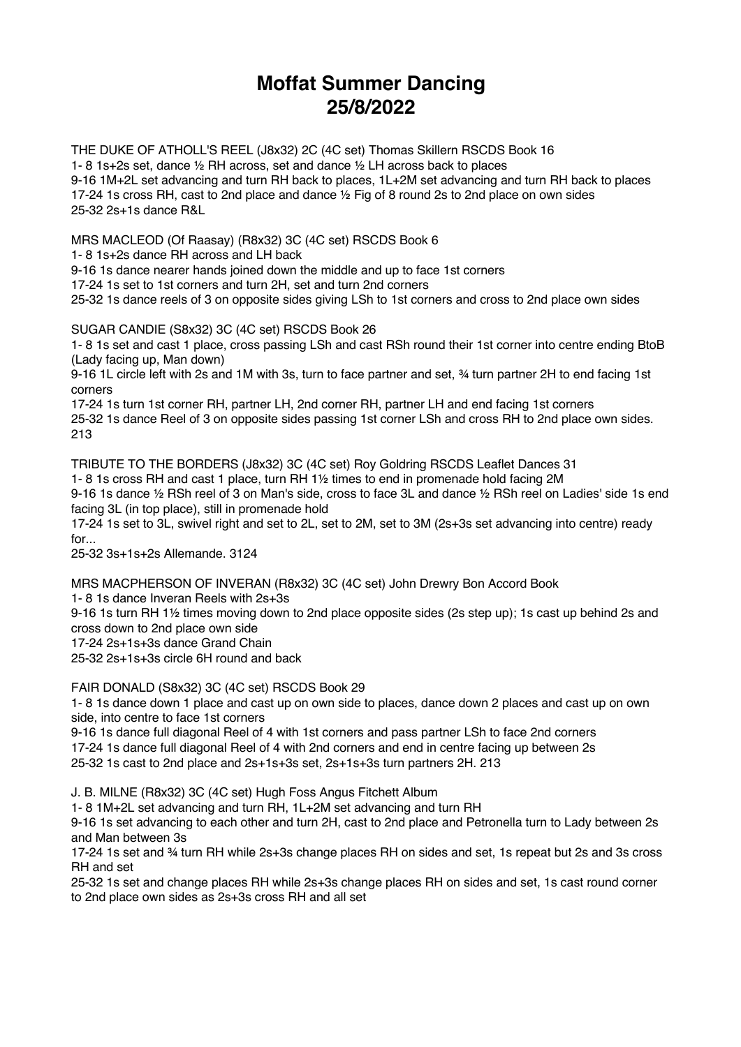# Moffat Summer Dancing
# 25/8/2022

THE DUKE OF ATHOLL'S REEL (J8x32) 2C (4C set) Thomas Skillern RSCDS Book 16
1- 8 1s+2s set, dance ½ RH across, set and dance ½ LH across back to places
9-16 1M+2L set advancing and turn RH back to places, 1L+2M set advancing and turn RH back to places
17-24 1s cross RH, cast to 2nd place and dance ½ Fig of 8 round 2s to 2nd place on own sides
25-32 2s+1s dance R&L

MRS MACLEOD (Of Raasay) (R8x32) 3C (4C set) RSCDS Book 6
1- 8 1s+2s dance RH across and LH back
9-16 1s dance nearer hands joined down the middle and up to face 1st corners
17-24 1s set to 1st corners and turn 2H, set and turn 2nd corners
25-32 1s dance reels of 3 on opposite sides giving LSh to 1st corners and cross to 2nd place own sides

SUGAR CANDIE (S8x32) 3C (4C set) RSCDS Book 26
1- 8 1s set and cast 1 place, cross passing LSh and cast RSh round their 1st corner into centre ending BtoB (Lady facing up, Man down)
9-16 1L circle left with 2s and 1M with 3s, turn to face partner and set, ¾ turn partner 2H to end facing 1st corners
17-24 1s turn 1st corner RH, partner LH, 2nd corner RH, partner LH and end facing 1st corners
25-32 1s dance Reel of 3 on opposite sides passing 1st corner LSh and cross RH to 2nd place own sides. 213

TRIBUTE TO THE BORDERS (J8x32) 3C (4C set) Roy Goldring RSCDS Leaflet Dances 31
1- 8 1s cross RH and cast 1 place, turn RH 1½ times to end in promenade hold facing 2M
9-16 1s dance ½ RSh reel of 3 on Man's side, cross to face 3L and dance ½ RSh reel on Ladies' side 1s end facing 3L (in top place), still in promenade hold
17-24 1s set to 3L, swivel right and set to 2L, set to 2M, set to 3M (2s+3s set advancing into centre) ready for...
25-32 3s+1s+2s Allemande. 3124

MRS MACPHERSON OF INVERAN (R8x32) 3C (4C set) John Drewry Bon Accord Book
1- 8 1s dance Inveran Reels with 2s+3s
9-16 1s turn RH 1½ times moving down to 2nd place opposite sides (2s step up); 1s cast up behind 2s and cross down to 2nd place own side
17-24 2s+1s+3s dance Grand Chain
25-32 2s+1s+3s circle 6H round and back

FAIR DONALD (S8x32) 3C (4C set) RSCDS Book 29
1- 8 1s dance down 1 place and cast up on own side to places, dance down 2 places and cast up on own side, into centre to face 1st corners
9-16 1s dance full diagonal Reel of 4 with 1st corners and pass partner LSh to face 2nd corners
17-24 1s dance full diagonal Reel of 4 with 2nd corners and end in centre facing up between 2s
25-32 1s cast to 2nd place and 2s+1s+3s set, 2s+1s+3s turn partners 2H. 213

J. B. MILNE (R8x32) 3C (4C set) Hugh Foss Angus Fitchett Album
1- 8 1M+2L set advancing and turn RH, 1L+2M set advancing and turn RH
9-16 1s set advancing to each other and turn 2H, cast to 2nd place and Petronella turn to Lady between 2s and Man between 3s
17-24 1s set and ¾ turn RH while 2s+3s change places RH on sides and set, 1s repeat but 2s and 3s cross RH and set
25-32 1s set and change places RH while 2s+3s change places RH on sides and set, 1s cast round corner to 2nd place own sides as 2s+3s cross RH and all set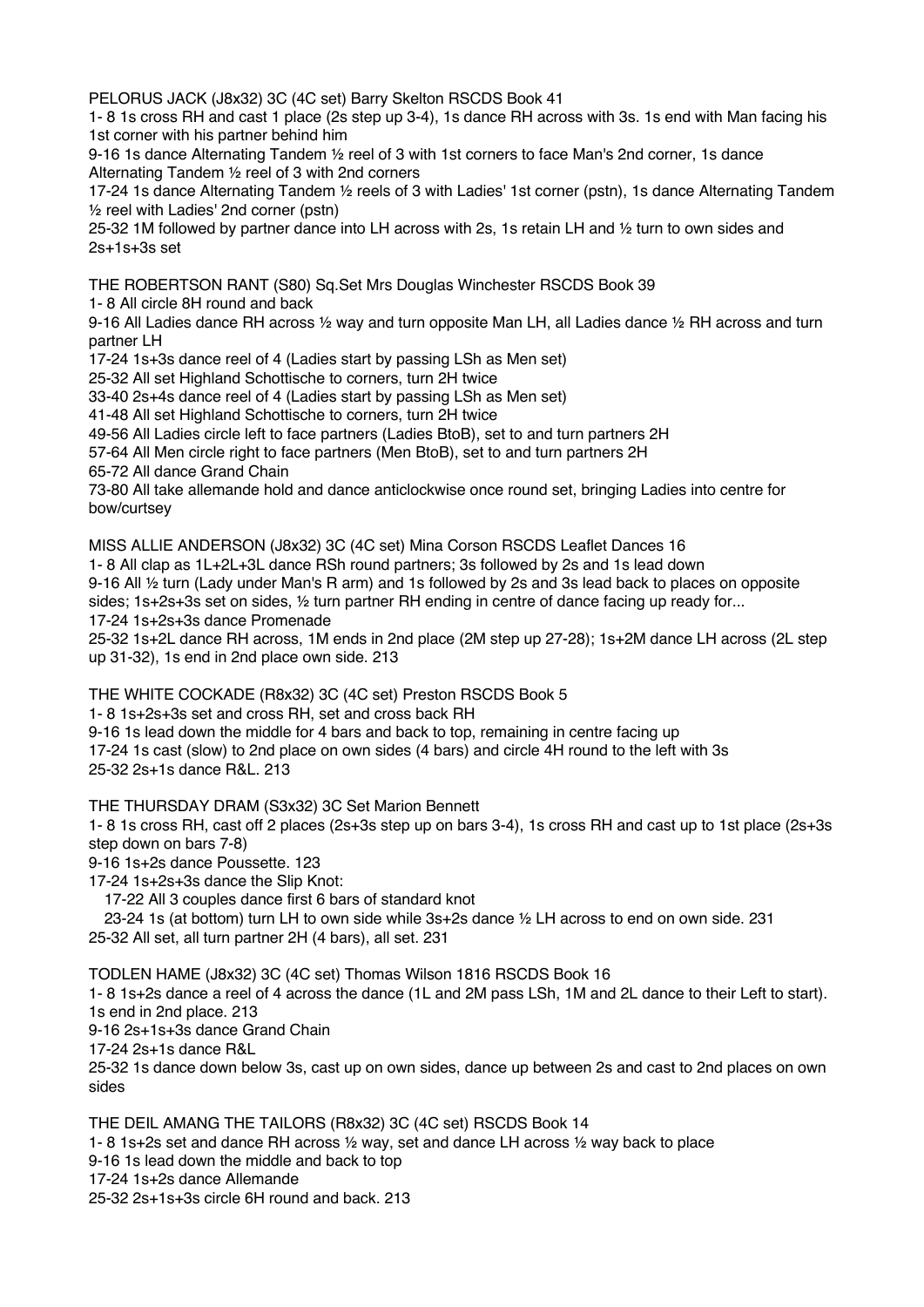PELORUS JACK (J8x32) 3C (4C set) Barry Skelton RSCDS Book 41

1- 8 1s cross RH and cast 1 place (2s step up 3-4), 1s dance RH across with 3s. 1s end with Man facing his 1st corner with his partner behind him

9-16 1s dance Alternating Tandem ½ reel of 3 with 1st corners to face Man's 2nd corner, 1s dance Alternating Tandem ½ reel of 3 with 2nd corners

17-24 1s dance Alternating Tandem ½ reels of 3 with Ladies' 1st corner (pstn), 1s dance Alternating Tandem ½ reel with Ladies' 2nd corner (pstn)

25-32 1M followed by partner dance into LH across with 2s, 1s retain LH and ½ turn to own sides and 2s+1s+3s set

THE ROBERTSON RANT (S80) Sq.Set Mrs Douglas Winchester RSCDS Book 39

1- 8 All circle 8H round and back

9-16 All Ladies dance RH across ½ way and turn opposite Man LH, all Ladies dance ½ RH across and turn partner LH

17-24 1s+3s dance reel of 4 (Ladies start by passing LSh as Men set)

25-32 All set Highland Schottische to corners, turn 2H twice

33-40 2s+4s dance reel of 4 (Ladies start by passing LSh as Men set)

41-48 All set Highland Schottische to corners, turn 2H twice

49-56 All Ladies circle left to face partners (Ladies BtoB), set to and turn partners 2H

57-64 All Men circle right to face partners (Men BtoB), set to and turn partners 2H

65-72 All dance Grand Chain

73-80 All take allemande hold and dance anticlockwise once round set, bringing Ladies into centre for bow/curtsey

MISS ALLIE ANDERSON (J8x32) 3C (4C set) Mina Corson RSCDS Leaflet Dances 16

1- 8 All clap as 1L+2L+3L dance RSh round partners; 3s followed by 2s and 1s lead down

9-16 All ½ turn (Lady under Man's R arm) and 1s followed by 2s and 3s lead back to places on opposite sides; 1s+2s+3s set on sides, ½ turn partner RH ending in centre of dance facing up ready for...

17-24 1s+2s+3s dance Promenade

25-32 1s+2L dance RH across, 1M ends in 2nd place (2M step up 27-28); 1s+2M dance LH across (2L step up 31-32), 1s end in 2nd place own side. 213

THE WHITE COCKADE (R8x32) 3C (4C set) Preston RSCDS Book 5

1- 8 1s+2s+3s set and cross RH, set and cross back RH

9-16 1s lead down the middle for 4 bars and back to top, remaining in centre facing up

17-24 1s cast (slow) to 2nd place on own sides (4 bars) and circle 4H round to the left with 3s

25-32 2s+1s dance R&L. 213

THE THURSDAY DRAM (S3x32) 3C Set Marion Bennett

1- 8 1s cross RH, cast off 2 places (2s+3s step up on bars 3-4), 1s cross RH and cast up to 1st place (2s+3s step down on bars 7-8)

9-16 1s+2s dance Poussette. 123

17-24 1s+2s+3s dance the Slip Knot:

  17-22 All 3 couples dance first 6 bars of standard knot

  23-24 1s (at bottom) turn LH to own side while 3s+2s dance ½ LH across to end on own side. 231

25-32 All set, all turn partner 2H (4 bars), all set. 231

TODLEN HAME (J8x32) 3C (4C set) Thomas Wilson 1816 RSCDS Book 16

1- 8 1s+2s dance a reel of 4 across the dance (1L and 2M pass LSh, 1M and 2L dance to their Left to start). 1s end in 2nd place. 213

9-16 2s+1s+3s dance Grand Chain

17-24 2s+1s dance R&L

25-32 1s dance down below 3s, cast up on own sides, dance up between 2s and cast to 2nd places on own sides

THE DEIL AMANG THE TAILORS (R8x32) 3C (4C set) RSCDS Book 14

1- 8 1s+2s set and dance RH across ½ way, set and dance LH across ½ way back to place

9-16 1s lead down the middle and back to top

17-24 1s+2s dance Allemande

25-32 2s+1s+3s circle 6H round and back. 213